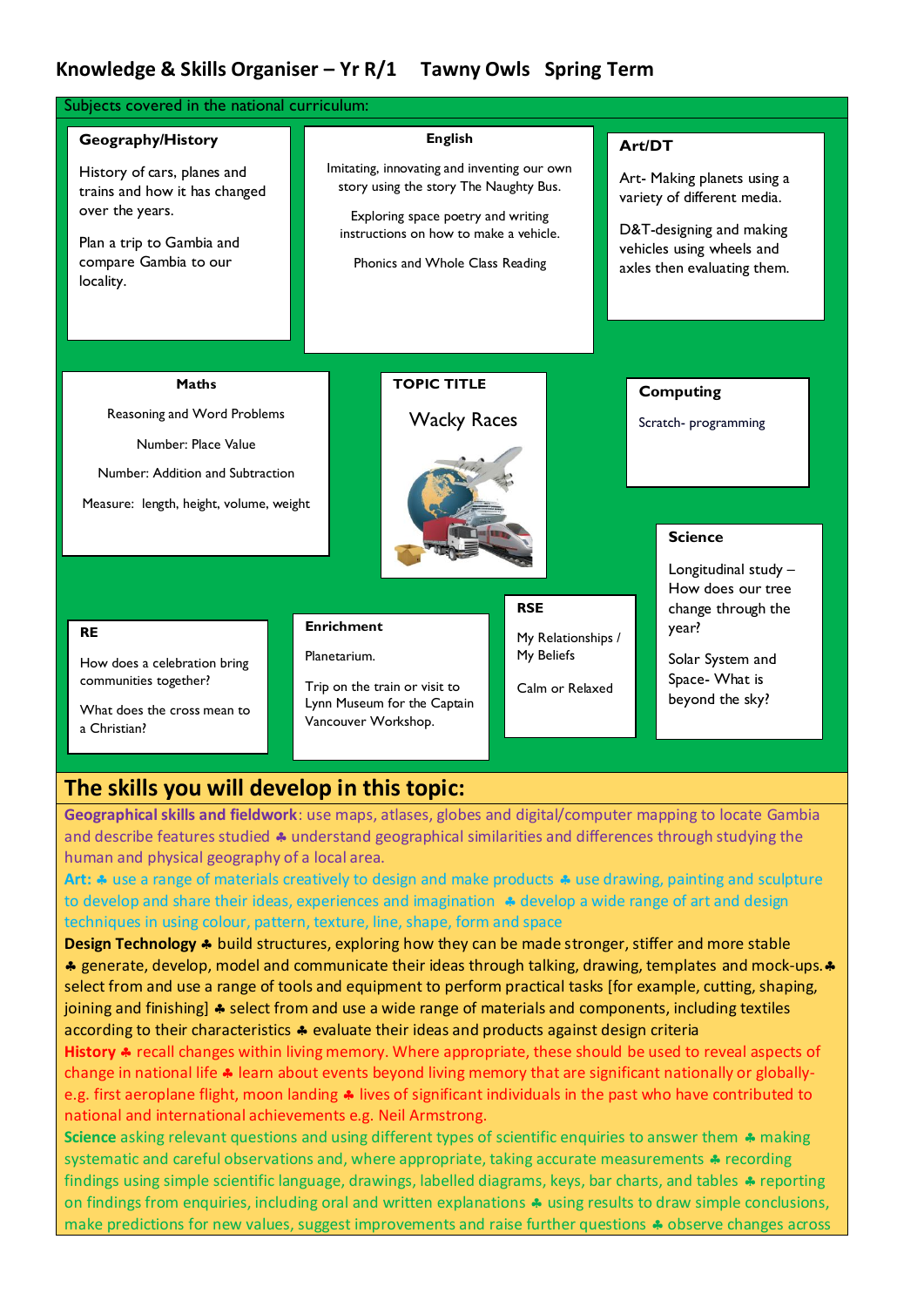# Knowledge & Skills Organiser – Yr R/1 Tawny Owls Spring Term

Subjects covered in the national curriculum:

### Geography/History

History of cars, planes and trains and how it has changed over the years.

Plan a trip to Gambia and compare Gambia to our locality.

### English

Imitating, innovating and inventing our own story using the story The Naughty Bus.

Exploring space poetry and writing instructions on how to make a vehicle.

Phonics and Whole Class Reading

### Art/DT

Art- Making planets using a variety of different media.

D&T-designing and making vehicles using wheels and axles then evaluating them.

### Maths

Reasoning and Word Problems

Number: Place Value

Number: Addition and Subtraction

Measure: length, height, volume, weight

### TOPIC TITLE

Wacky Races

### Computing

Scratch- programming

### Science

Longitudinal study – How does our tree change through the year?

Solar System and Space- What is beyond the sky?

### RE

How does a celebration bring communities together?

What does the cross mean to a Christian?

### Enrichment

Planetarium.

Trip on the train or visit to Lynn Museum for the Captain Vancouver Workshop.

### RSE

My Relationships / My Beliefs

Calm or Relaxed

## The skills you will develop in this topic:

**Geographical skills and fieldwork**: use maps, atlases, globes and digital/computer mapping to locate Gambia and describe features studied ♣ understand geographical similarities and differences through studying the human and physical geography of a local area.

**Art:** ♣ use a range of materials creatively to design and make products ♣ use drawing, painting and sculpture to develop and share their ideas, experiences and imagination ♣ develop a wide range of art and design techniques in using colour, pattern, texture, line, shape, form and space

**Design Technology** ♣ build structures, exploring how they can be made stronger, stiffer and more stable ♣ generate, develop, model and communicate their ideas through talking, drawing, templates and mock-ups.♣ select from and use a range of tools and equipment to perform practical tasks [for example, cutting, shaping, joining and finishing] ♣ select from and use a wide range of materials and components, including textiles according to their characteristics ♣ evaluate their ideas and products against design criteria

**History** ♣ recall changes within living memory. Where appropriate, these should be used to reveal aspects of change in national life ♣ learn about events beyond living memory that are significant nationally or globally- e.g. first aeroplane flight, moon landing ♣ lives of significant individuals in the past who have contributed to national and international achievements e.g. Neil Armstrong.

**Science** asking relevant questions and using different types of scientific enquiries to answer them ♣ making systematic and careful observations and, where appropriate, taking accurate measurements ♣ recording findings using simple scientific language, drawings, labelled diagrams, keys, bar charts, and tables ♣ reporting on findings from enquiries, including oral and written explanations ♣ using results to draw simple conclusions, make predictions for new values, suggest improvements and raise further questions ♣ observe changes across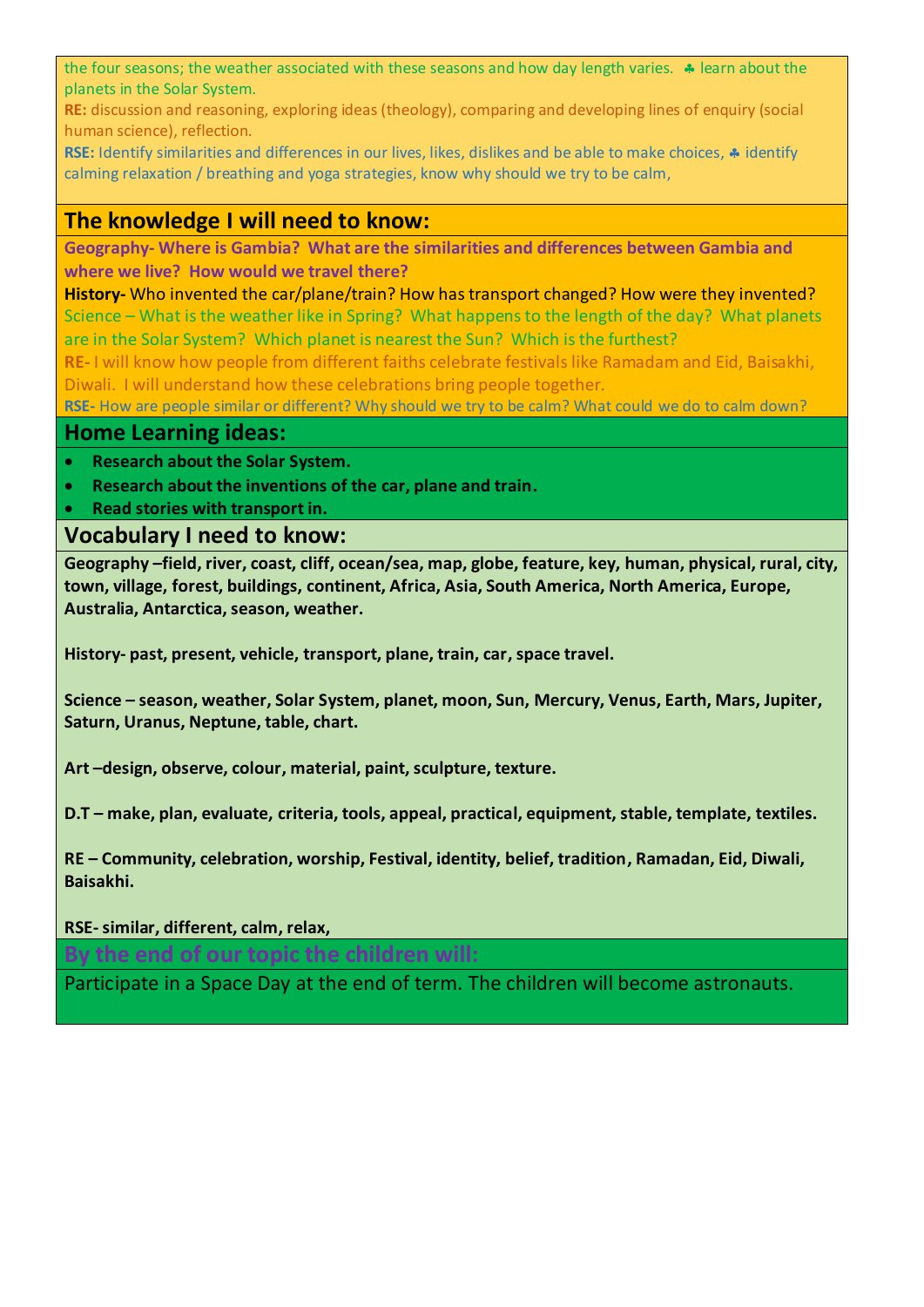the four seasons; the weather associated with these seasons and how day length varies. ♣ learn about the planets in the Solar System.

**RE:** discussion and reasoning, exploring ideas (theology), comparing and developing lines of enquiry (social human science), reflection.

**RSE:** Identify similarities and differences in our lives, likes, dislikes and be able to make choices, ♣ identify calming relaxation / breathing and yoga strategies, know why should we try to be calm,

## The knowledge I will need to know:

**Geography- Where is Gambia? What are the similarities and differences between Gambia and where we live? How would we travel there?**

**History-** Who invented the car/plane/train? How has transport changed? How were they invented?

Science – What is the weather like in Spring? What happens to the length of the day? What planets are in the Solar System? Which planet is nearest the Sun? Which is the furthest?

**RE-** I will know how people from different faiths celebrate festivals like Ramadam and Eid, Baisakhi, Diwali. I will understand how these celebrations bring people together.

**RSE-** How are people similar or different? Why should we try to be calm? What could we do to calm down?

## Home Learning ideas:

- **Research about the Solar System.**
- **Research about the inventions of the car, plane and train.**
- **Read stories with transport in.**

## Vocabulary I need to know:

**Geography –field, river, coast, cliff, ocean/sea, map, globe, feature, key, human, physical, rural, city, town, village, forest, buildings, continent, Africa, Asia, South America, North America, Europe, Australia, Antarctica, season, weather.**

**History- past, present, vehicle, transport, plane, train, car, space travel.**

**Science – season, weather, Solar System, planet, moon, Sun, Mercury, Venus, Earth, Mars, Jupiter, Saturn, Uranus, Neptune, table, chart.**

**Art –design, observe, colour, material, paint, sculpture, texture.**

**D.T – make, plan, evaluate, criteria, tools, appeal, practical, equipment, stable, template, textiles.**

**RE – Community, celebration, worship, Festival, identity, belief, tradition, Ramadan, Eid, Diwali, Baisakhi.**

**RSE- similar, different, calm, relax,**

## By the end of our topic the children will:

Participate in a Space Day at the end of term. The children will become astronauts.